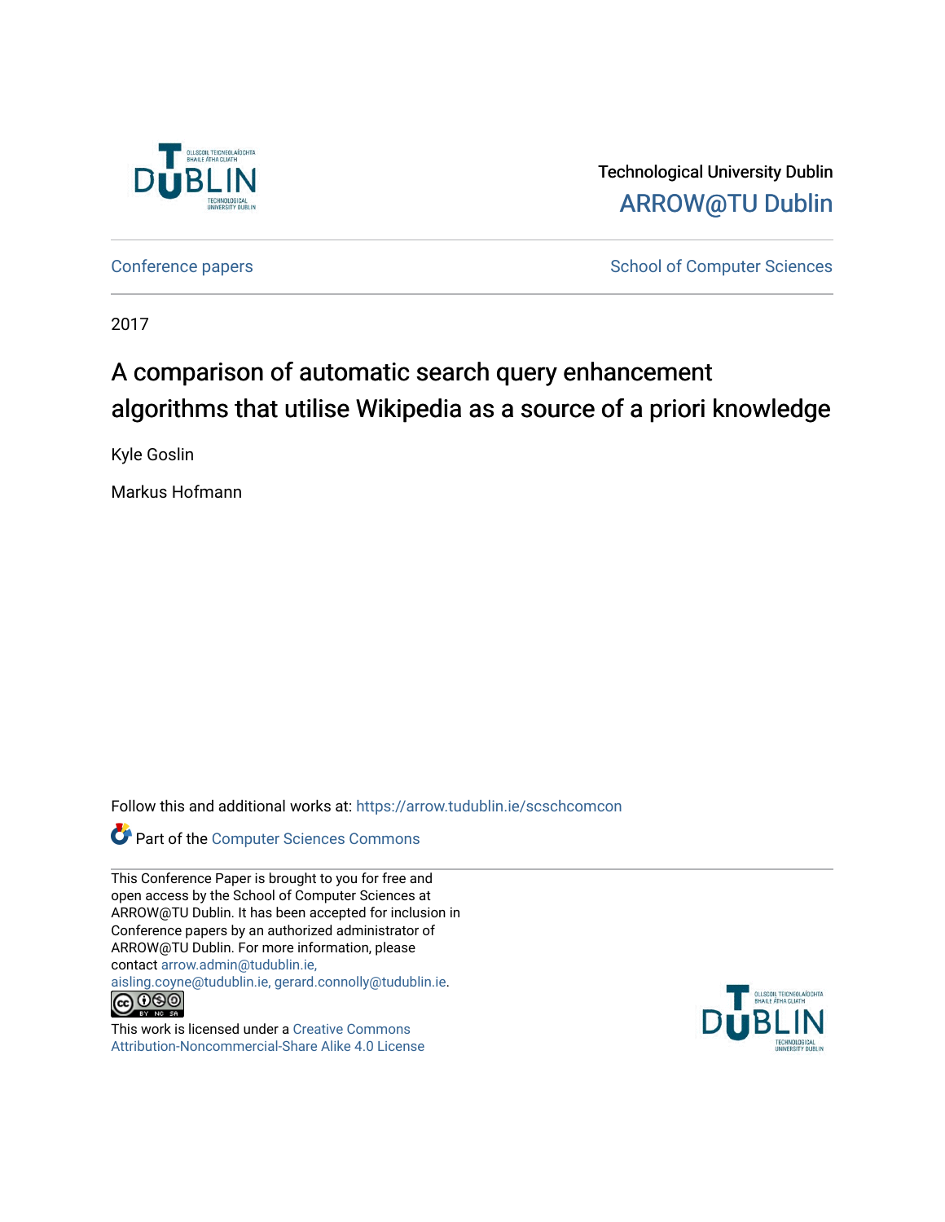Technological University Dublin

ARROW@TU Dublin

Conference papers | School of Computer Sciences

2017

# A comparison of automatic search query enhancement algorithms that utilise Wikipedia as a source of a priori knowledge

Kyle Goslin

Markus Hofmann

Follow this and additional works at: https://arrow.tudublin.ie/scschcomcon

Part of the Computer Sciences Commons

This Conference Paper is brought to you for free and open access by the School of Computer Sciences at ARROW@TU Dublin. It has been accepted for inclusion in Conference papers by an authorized administrator of ARROW@TU Dublin. For more information, please contact arrow.admin@tudublin.ie, aisling.coyne@tudublin.ie, gerard.connolly@tudublin.ie.

This work is licensed under a Creative Commons Attribution-Noncommercial-Share Alike 4.0 License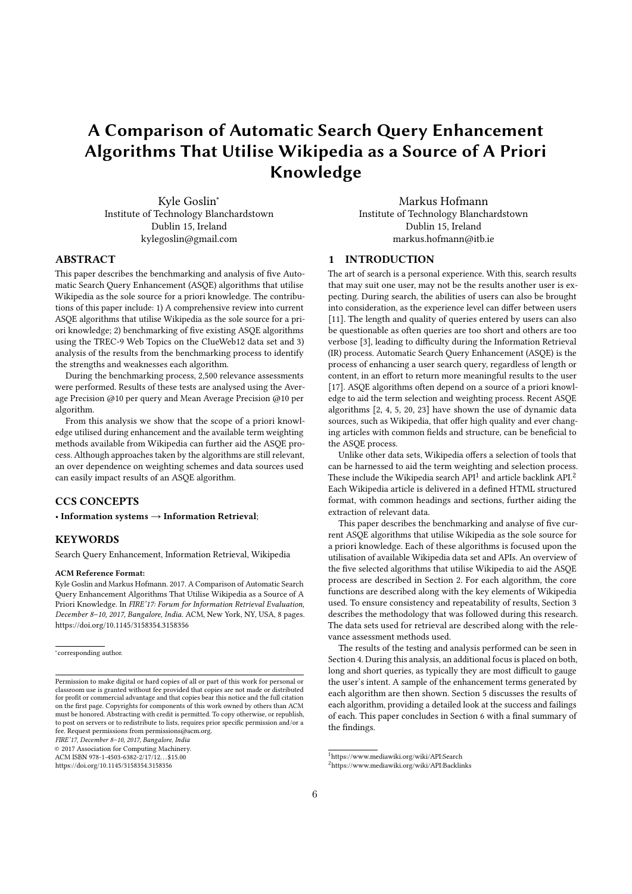# A Comparison of Automatic Search Query Enhancement Algorithms That Utilise Wikipedia as a Source of A Priori Knowledge

Kyle Goslin*
Institute of Technology Blanchardstown
Dublin 15, Ireland
kylegoslin@gmail.com

Markus Hofmann
Institute of Technology Blanchardstown
Dublin 15, Ireland
markus.hofmann@itb.ie

## ABSTRACT

This paper describes the benchmarking and analysis of five Automatic Search Query Enhancement (ASQE) algorithms that utilise Wikipedia as the sole source for a priori knowledge. The contributions of this paper include: 1) A comprehensive review into current ASQE algorithms that utilise Wikipedia as the sole source for a priori knowledge; 2) benchmarking of five existing ASQE algorithms using the TREC-9 Web Topics on the ClueWeb12 data set and 3) analysis of the results from the benchmarking process to identify the strengths and weaknesses each algorithm.

During the benchmarking process, 2,500 relevance assessments were performed. Results of these tests are analysed using the Average Precision @10 per query and Mean Average Precision @10 per algorithm.

From this analysis we show that the scope of a priori knowledge utilised during enhancement and the available term weighting methods available from Wikipedia can further aid the ASQE process. Although approaches taken by the algorithms are still relevant, an over dependence on weighting schemes and data sources used can easily impact results of an ASQE algorithm.

## CCS CONCEPTS

• **Information systems → Information Retrieval**;

## KEYWORDS

Search Query Enhancement, Information Retrieval, Wikipedia

**ACM Reference Format:**

Kyle Goslin and Markus Hofmann. 2017. A Comparison of Automatic Search Query Enhancement Algorithms That Utilise Wikipedia as a Source of A Priori Knowledge. In *FIRE'17: Forum for Information Retrieval Evaluation, December 8–10, 2017, Bangalore, India.* ACM, New York, NY, USA, 8 pages. https://doi.org/10.1145/3158354.3158356

*corresponding author.

Permission to make digital or hard copies of all or part of this work for personal or classroom use is granted without fee provided that copies are not made or distributed for profit or commercial advantage and that copies bear this notice and the full citation on the first page. Copyrights for components of this work owned by others than ACM must be honored. Abstracting with credit is permitted. To copy otherwise, or republish, to post on servers or to redistribute to lists, requires prior specific permission and/or a fee. Request permissions from permissions@acm.org.
*FIRE'17, December 8–10, 2017, Bangalore, India*
© 2017 Association for Computing Machinery.
ACM ISBN 978-1-4503-6382-2/17/12…$15.00
https://doi.org/10.1145/3158354.3158356

## 1 INTRODUCTION

The art of search is a personal experience. With this, search results that may suit one user, may not be the results another user is expecting. During search, the abilities of users can also be brought into consideration, as the experience level can differ between users [11]. The length and quality of queries entered by users can also be questionable as often queries are too short and others are too verbose [3], leading to difficulty during the Information Retrieval (IR) process. Automatic Search Query Enhancement (ASQE) is the process of enhancing a user search query, regardless of length or content, in an effort to return more meaningful results to the user [17]. ASQE algorithms often depend on a source of a priori knowledge to aid the term selection and weighting process. Recent ASQE algorithms [2, 4, 5, 20, 23] have shown the use of dynamic data sources, such as Wikipedia, that offer high quality and ever changing articles with common fields and structure, can be beneficial to the ASQE process.

Unlike other data sets, Wikipedia offers a selection of tools that can be harnessed to aid the term weighting and selection process. These include the Wikipedia search API[1] and article backlink API.[2] Each Wikipedia article is delivered in a defined HTML structured format, with common headings and sections, further aiding the extraction of relevant data.

This paper describes the benchmarking and analyse of five current ASQE algorithms that utilise Wikipedia as the sole source for a priori knowledge. Each of these algorithms is focused upon the utilisation of available Wikipedia data set and APIs. An overview of the five selected algorithms that utilise Wikipedia to aid the ASQE process are described in Section 2. For each algorithm, the core functions are described along with the key elements of Wikipedia used. To ensure consistency and repeatability of results, Section 3 describes the methodology that was followed during this research. The data sets used for retrieval are described along with the relevance assessment methods used.

The results of the testing and analysis performed can be seen in Section 4. During this analysis, an additional focus is placed on both, long and short queries, as typically they are most difficult to gauge the user's intent. A sample of the enhancement terms generated by each algorithm are then shown. Section 5 discusses the results of each algorithm, providing a detailed look at the success and failings of each. This paper concludes in Section 6 with a final summary of the findings.

[1] https://www.mediawiki.org/wiki/API:Search
[2] https://www.mediawiki.org/wiki/API:Backlinks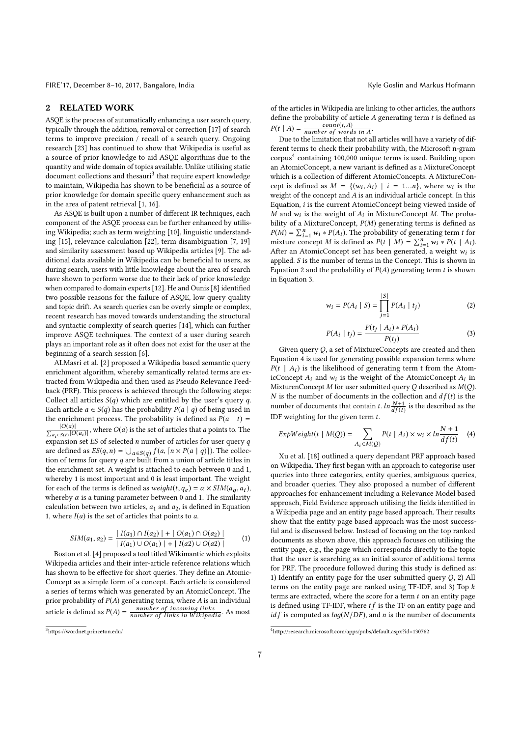## 2 RELATED WORK

ASQE is the process of automatically enhancing a user search query, typically through the addition, removal or correction [17] of search terms to improve precision / recall of a search query. Ongoing research [23] has continued to show that Wikipedia is useful as a source of prior knowledge to aid ASQE algorithms due to the quantity and wide domain of topics available. Unlike utilising static document collections and thesauri[3] that require expert knowledge to maintain, Wikipedia has shown to be beneficial as a source of prior knowledge for domain specific query enhancement such as in the area of patent retrieval [1, 16].

As ASQE is built upon a number of different IR techniques, each component of the ASQE process can be further enhanced by utilising Wikipedia; such as term weighting [10], linguistic understanding [15], relevance calculation [22], term disambiguation [7, 19] and similarity assessment based up Wikipedia articles [9]. The additional data available in Wikipedia can be beneficial to users, as during search, users with little knowledge about the area of search have shown to perform worse due to their lack of prior knowledge when compared to domain experts [12]. He and Ounis [8] identified two possible reasons for the failure of ASQE, low query quality and topic drift. As search queries can be overly simple or complex, recent research has moved towards understanding the structural and syntactic complexity of search queries [14], which can further improve ASQE techniques. The context of a user during search plays an important role as it often does not exist for the user at the beginning of a search session [6].

ALMasri et al. [2] proposed a Wikipedia based semantic query enrichment algorithm, whereby semantically related terms are extracted from Wikipedia and then used as Pseudo Relevance Feedback (PRF). This process is achieved through the following steps: Collect all articles $S(q)$ which are entitled by the user's query $q$. Each article $a \in S(q)$ has the probability $P(a \mid q)$ of being used in the enrichment process. The probability is defined as $P(a \mid t) = \frac{|O(a)|}{\sum_{a_i \in S(t)} |O(a_i)|}$, where $O(a)$ is the set of articles that $a$ points to. The expansion set $ES$ of selected $n$ number of articles for user query $q$ are defined as $ES(q, n) = \bigcup_{a \in S(q)} f(a, \lceil n \times P(a \mid q) \rceil)$. The collection of terms for query $q$ are built from a union of article titles in the enrichment set. A weight is attached to each between 0 and 1, whereby 1 is most important and 0 is least important. The weight for each of the terms is defined as $weight(t, q_e) = \alpha \times SIM(a_q, a_t)$, whereby $\alpha$ is a tuning parameter between 0 and 1. The similarity calculation between two articles, $a_1$ and $a_2$, is defined in Equation 1, where $I(a)$ is the set of articles that points to $a$.

$$SIM(a_1, a_2) = \frac{\mid I(a_1) \cap I(a_2) \mid + \mid O(a_1) \cap O(a_2) \mid}{\mid I(a_1) \cup O(a_1) \mid + \mid I(a2) \cup O(a2) \mid} \quad (1)$$

Boston et al. [4] proposed a tool titled Wikimantic which exploits Wikipedia articles and their inter-article reference relations which has shown to be effective for short queries. They define an AtomicConcept as a simple form of a concept. Each article is considered a series of terms which was generated by an AtomicConcept. The prior probability of $P(A)$ generating terms, where $A$ is an individual article is defined as $P(A) = \frac{number\ of\ incoming\ links}{number\ of\ links\ in\ Wikipedia}$. As most of the articles in Wikipedia are linking to other articles, the authors define the probability of article $A$ generating term $t$ is defined as $P(t \mid A) = \frac{count(t, A)}{number\ of\ words\ in\ A}$.

Due to the limitation that not all articles will have a variety of different terms to check their probability with, the Microsoft n-gram corpus[4] containing 100,000 unique terms is used. Building upon an AtomicConcept, a new variant is defined as a MixtureConcept which is a collection of different AtomicConcepts. A MixtureConcept is defined as $M = \{(w_i, A_i) \mid i = 1...n\}$, where $w_i$ is the weight of the concept and $A$ is an individual article concept. In this Equation, $i$ is the current AtomicConcept being viewed inside of $M$ and $w_i$ is the weight of $A_i$ in MixtureConcept $M$. The probability of a MixtureConcept, $P(M)$ generating terms is defined as $P(M) = \sum_{i=1}^{n} w_i * P(A_i)$. The probability of generating term $t$ for mixture concept $M$ is defined as $P(t \mid M) = \sum_{i=1}^{n} w_i * P(t \mid A_i)$. After an AtomicConcept set has been generated, a weight $w_i$ is applied. $S$ is the number of terms in the Concept. This is shown in Equation 2 and the probability of $P(A)$ generating term $t$ is shown in Equation 3.

$$w_i = P(A_i \mid S) = \prod_{j=1}^{|S|} P(A_i \mid t_j) \quad (2)$$

$$P(A_i \mid t_j) = \frac{P(t_j \mid A_i) * P(A_i)}{P(t_j)} \quad (3)$$

Given query $Q$, a set of MixtureConcepts are created and then Equation 4 is used for generating possible expansion terms where $P(t \mid A_i)$ is the likelihood of generating term t from the AtomicConcept $A_i$ and $w_i$ is the weight of the AtomicConcept $A_i$ in MixturenConcept $M$ for user submitted query $Q$ described as $M(Q)$. $N$ is the number of documents in the collection and $df(t)$ is the number of documents that contain $t$. $ln \frac{N+1}{df(t)}$ is the described as the IDF weighting for the given term $t$.

$$ExpWeight(t \mid M(Q)) = \sum_{A_i \in M(Q)} P(t \mid A_i) \times w_i \times ln \frac{N+1}{df(t)} \quad (4)$$

Xu et al. [18] outlined a query dependant PRF approach based on Wikipedia. They first began with an approach to categorise user queries into three categories, entity queries, ambiguous queries, and broader queries. They also proposed a number of different approaches for enhancement including a Relevance Model based approach, Field Evidence approach utilising the fields identified in a Wikipedia page and an entity page based approach. Their results show that the entity page based approach was the most successful and is discussed below. Instead of focusing on the top ranked documents as shown above, this approach focuses on utilising the entity page, e.g., the page which corresponds directly to the topic that the user is searching as an initial source of additional terms for PRF. The procedure followed during this study is defined as: 1) Identify an entity page for the user submitted query $Q$, 2) All terms on the entity page are ranked using TF-IDF, and 3) Top $k$ terms are extracted, where the score for a term $t$ on an entity page is defined using TF-IDF, where $tf$ is the TF on an entity page and $idf$ is computed as $log(N/DF)$, and $n$ is the number of documents

[3] https://wordnet.princeton.edu/

[4] http://research.microsoft.com/apps/pubs/default.aspx?id=130762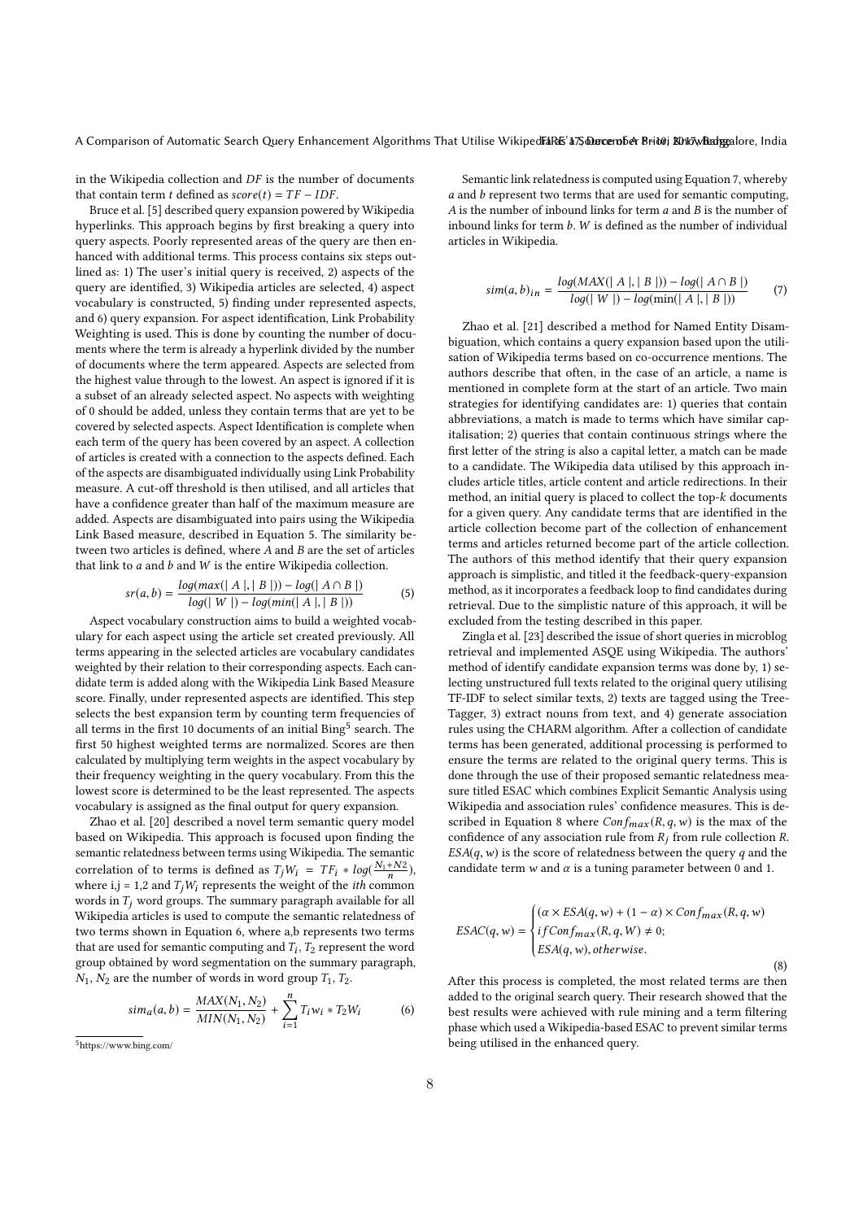in the Wikipedia collection and $DF$ is the number of documents that contain term $t$ defined as $score(t) = TF - IDF$.

Bruce et al. [5] described query expansion powered by Wikipedia hyperlinks. This approach begins by first breaking a query into query aspects. Poorly represented areas of the query are then enhanced with additional terms. This process contains six steps outlined as: 1) The user's initial query is received, 2) aspects of the query are identified, 3) Wikipedia articles are selected, 4) aspect vocabulary is constructed, 5) finding under represented aspects, and 6) query expansion. For aspect identification, Link Probability Weighting is used. This is done by counting the number of documents where the term is already a hyperlink divided by the number of documents where the term appeared. Aspects are selected from the highest value through to the lowest. An aspect is ignored if it is a subset of an already selected aspect. No aspects with weighting of 0 should be added, unless they contain terms that are yet to be covered by selected aspects. Aspect Identification is complete when each term of the query has been covered by an aspect. A collection of articles is created with a connection to the aspects defined. Each of the aspects are disambiguated individually using Link Probability measure. A cut-off threshold is then utilised, and all articles that have a confidence greater than half of the maximum measure are added. Aspects are disambiguated into pairs using the Wikipedia Link Based measure, described in Equation 5. The similarity between two articles is defined, where $A$ and $B$ are the set of articles that link to $a$ and $b$ and $W$ is the entire Wikipedia collection.

$$sr(a,b) = \frac{log(max(\mid A \mid, \mid B \mid)) - log(\mid A \cap B \mid)}{log(\mid W \mid) - log(min(\mid A \mid, \mid B \mid))} \tag{5}$$

Aspect vocabulary construction aims to build a weighted vocabulary for each aspect using the article set created previously. All terms appearing in the selected articles are vocabulary candidates weighted by their relation to their corresponding aspects. Each candidate term is added along with the Wikipedia Link Based Measure score. Finally, under represented aspects are identified. This step selects the best expansion term by counting term frequencies of all terms in the first 10 documents of an initial Bing[5] search. The first 50 highest weighted terms are normalized. Scores are then calculated by multiplying term weights in the aspect vocabulary by their frequency weighting in the query vocabulary. From this the lowest score is determined to be the least represented. The aspects vocabulary is assigned as the final output for query expansion.

Zhao et al. [20] described a novel term semantic query model based on Wikipedia. This approach is focused upon finding the semantic relatedness between terms using Wikipedia. The semantic correlation of to terms is defined as $T_j W_i = TF_i * log(\frac{N_1+N2}{n})$, where i,j = 1,2 and $T_j W_i$ represents the weight of the $ith$ common words in $T_j$ word groups. The summary paragraph available for all Wikipedia articles is used to compute the semantic relatedness of two terms shown in Equation 6, where a,b represents two terms that are used for semantic computing and $T_i$, $T_2$ represent the word group obtained by word segmentation on the summary paragraph, $N_1$, $N_2$ are the number of words in word group $T_1$, $T_2$.

$$sim_a(a,b) = \frac{MAX(N_1, N_2)}{MIN(N_1, N_2)} + \sum_{i=1}^{n} T_i w_i * T_2 W_i \tag{6}$$

[5] https://www.bing.com/

Semantic link relatedness is computed using Equation 7, whereby $a$ and $b$ represent two terms that are used for semantic computing, $A$ is the number of inbound links for term $a$ and $B$ is the number of inbound links for term $b$. $W$ is defined as the number of individual articles in Wikipedia.

$$sim(a,b)_{in} = \frac{log(MAX(\mid A \mid, \mid B \mid)) - log(\mid A \cap B \mid)}{log(\mid W \mid) - log(\min(\mid A \mid, \mid B \mid))} \tag{7}$$

Zhao et al. [21] described a method for Named Entity Disambiguation, which contains a query expansion based upon the utilisation of Wikipedia terms based on co-occurrence mentions. The authors describe that often, in the case of an article, a name is mentioned in complete form at the start of an article. Two main strategies for identifying candidates are: 1) queries that contain abbreviations, a match is made to terms which have similar capitalisation; 2) queries that contain continuous strings where the first letter of the string is also a capital letter, a match can be made to a candidate. The Wikipedia data utilised by this approach includes article titles, article content and article redirections. In their method, an initial query is placed to collect the top-$k$ documents for a given query. Any candidate terms that are identified in the article collection become part of the collection of enhancement terms and articles returned become part of the article collection. The authors of this method identify that their query expansion approach is simplistic, and titled it the feedback-query-expansion method, as it incorporates a feedback loop to find candidates during retrieval. Due to the simplistic nature of this approach, it will be excluded from the testing described in this paper.

Zingla et al. [23] described the issue of short queries in microblog retrieval and implemented ASQE using Wikipedia. The authors' method of identify candidate expansion terms was done by, 1) selecting unstructured full texts related to the original query utilising TF-IDF to select similar texts, 2) texts are tagged using the TreeTagger, 3) extract nouns from text, and 4) generate association rules using the CHARM algorithm. After a collection of candidate terms has been generated, additional processing is performed to ensure the terms are related to the original query terms. This is done through the use of their proposed semantic relatedness measure titled ESAC which combines Explicit Semantic Analysis using Wikipedia and association rules' confidence measures. This is described in Equation 8 where $Conf_{max}(R,q,w)$ is the max of the confidence of any association rule from $R_j$ from rule collection $R$. $ESA(q,w)$ is the score of relatedness between the query $q$ and the candidate term $w$ and $\alpha$ is a tuning parameter between 0 and 1.

$$ESAC(q,w) = \begin{cases} (\alpha \times ESA(q,w) + (1-\alpha) \times Conf_{max}(R,q,w) \\ if Conf_{max}(R,q,W) \neq 0; \\ ESA(q,w), otherwise. \end{cases} \tag{8}$$

After this process is completed, the most related terms are then added to the original search query. Their research showed that the best results were achieved with rule mining and a term filtering phase which used a Wikipedia-based ESAC to prevent similar terms being utilised in the enhanced query.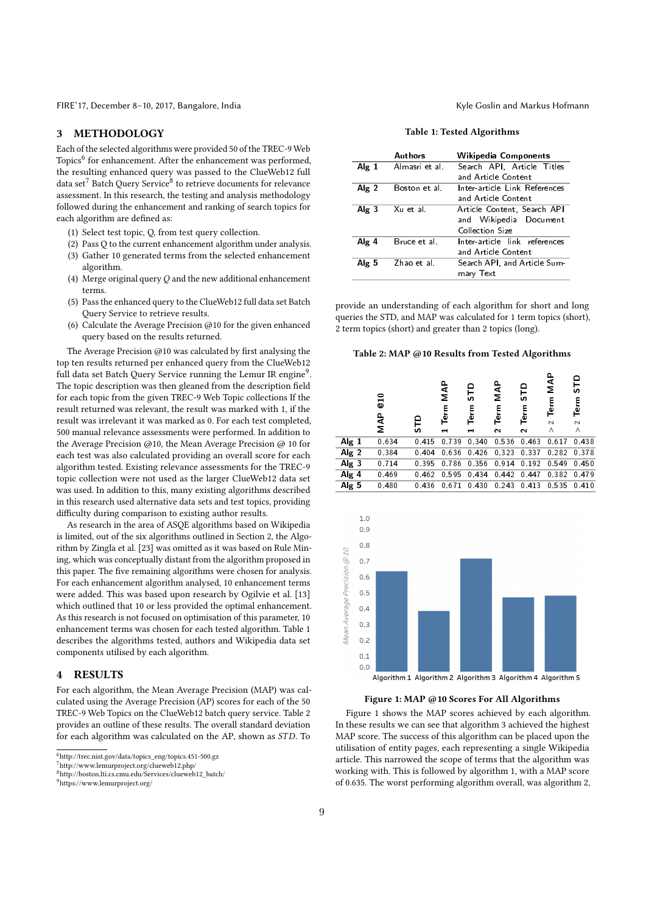## 3 METHODOLOGY

Each of the selected algorithms were provided 50 of the TREC-9 Web Topics[6] for enhancement. After the enhancement was performed, the resulting enhanced query was passed to the ClueWeb12 full data set[7] Batch Query Service[8] to retrieve documents for relevance assessment. In this research, the testing and analysis methodology followed during the enhancement and ranking of search topics for each algorithm are defined as:

1. Select test topic, Q, from test query collection.
2. Pass Q to the current enhancement algorithm under analysis.
3. Gather 10 generated terms from the selected enhancement algorithm.
4. Merge original query $Q$ and the new additional enhancement terms.
5. Pass the enhanced query to the ClueWeb12 full data set Batch Query Service to retrieve results.
6. Calculate the Average Precision @10 for the given enhanced query based on the results returned.

The Average Precision @10 was calculated by first analysing the top ten results returned per enhanced query from the ClueWeb12 full data set Batch Query Service running the Lemur IR engine[9]. The topic description was then gleaned from the description field for each topic from the given TREC-9 Web Topic collections If the result returned was relevant, the result was marked with 1, if the result was irrelevant it was marked as 0. For each test completed, 500 manual relevance assessments were performed. In addition to the Average Precision @10, the Mean Average Precision @ 10 for each test was also calculated providing an overall score for each algorithm tested. Existing relevance assessments for the TREC-9 topic collection were not used as the larger ClueWeb12 data set was used. In addition to this, many existing algorithms described in this research used alternative data sets and test topics, providing difficulty during comparison to existing author results.

As research in the area of ASQE algorithms based on Wikipedia is limited, out of the six algorithms outlined in Section 2, the Algorithm by Zingla et al. [23] was omitted as it was based on Rule Mining, which was conceptually distant from the algorithm proposed in this paper. The five remaining algorithms were chosen for analysis. For each enhancement algorithm analysed, 10 enhancement terms were added. This was based upon research by Ogilvie et al. [13] which outlined that 10 or less provided the optimal enhancement. As this research is not focused on optimisation of this parameter, 10 enhancement terms was chosen for each tested algorithm. Table 1 describes the algorithms tested, authors and Wikipedia data set components utilised by each algorithm.

**Table 1: Tested Algorithms**

| | Authors | Wikipedia Components |
|---|---|---|
| **Alg 1** | Almasri et al. | Search API, Article Titles and Article Content |
| **Alg 2** | Boston et al. | Inter-article Link References and Article Content |
| **Alg 3** | Xu et al. | Article Content, Search API and Wikipedia Document Collection Size |
| **Alg 4** | Bruce et al. | Inter-article link references and Article Content |
| **Alg 5** | Zhao et al. | Search API, and Article Summary Text |

## 4 RESULTS

For each algorithm, the Mean Average Precision (MAP) was calculated using the Average Precision (AP) scores for each of the 50 TREC-9 Web Topics on the ClueWeb12 batch query service. Table 2 provides an outline of these results. The overall standard deviation for each algorithm was calculated on the AP, shown as *STD*. To provide an understanding of each algorithm for short and long queries the STD, and MAP was calculated for 1 term topics (short), 2 term topics (short) and greater than 2 topics (long).

**Table 2: MAP @10 Results from Tested Algorithms**

| | MAP @10 | STD | 1 Term MAP | 1 Term STD | 2 Term MAP | 2 Term STD | > 2 Term MAP | > 2 Term STD |
|---|---|---|---|---|---|---|---|---|
| **Alg 1** | 0.634 | 0.415 | 0.739 | 0.340 | 0.536 | 0.463 | 0.617 | 0.438 |
| **Alg 2** | 0.384 | 0.404 | 0.636 | 0.426 | 0.323 | 0.337 | 0.282 | 0.378 |
| **Alg 3** | 0.714 | 0.395 | 0.786 | 0.356 | 0.914 | 0.192 | 0.549 | 0.450 |
| **Alg 4** | 0.469 | 0.462 | 0.595 | 0.434 | 0.442 | 0.447 | 0.382 | 0.479 |
| **Alg 5** | 0.480 | 0.436 | 0.671 | 0.430 | 0.243 | 0.413 | 0.535 | 0.410 |

**Figure 1: MAP @10 Scores For All Algorithms**

Figure 1 shows the MAP scores achieved by each algorithm. In these results we can see that algorithm 3 achieved the highest MAP score. The success of this algorithm can be placed upon the utilisation of entity pages, each representing a single Wikipedia article. This narrowed the scope of terms that the algorithm was working with. This is followed by algorithm 1, with a MAP score of 0.635. The worst performing algorithm overall, was algorithm 2,

[6] http://trec.nist.gov/data/topics_eng/topics.451-500.gz
[7] http://www.lemurproject.org/clueweb12.php/
[8] http://boston.lti.cs.cmu.edu/Services/clueweb12_batch/
[9] https://www.lemurproject.org/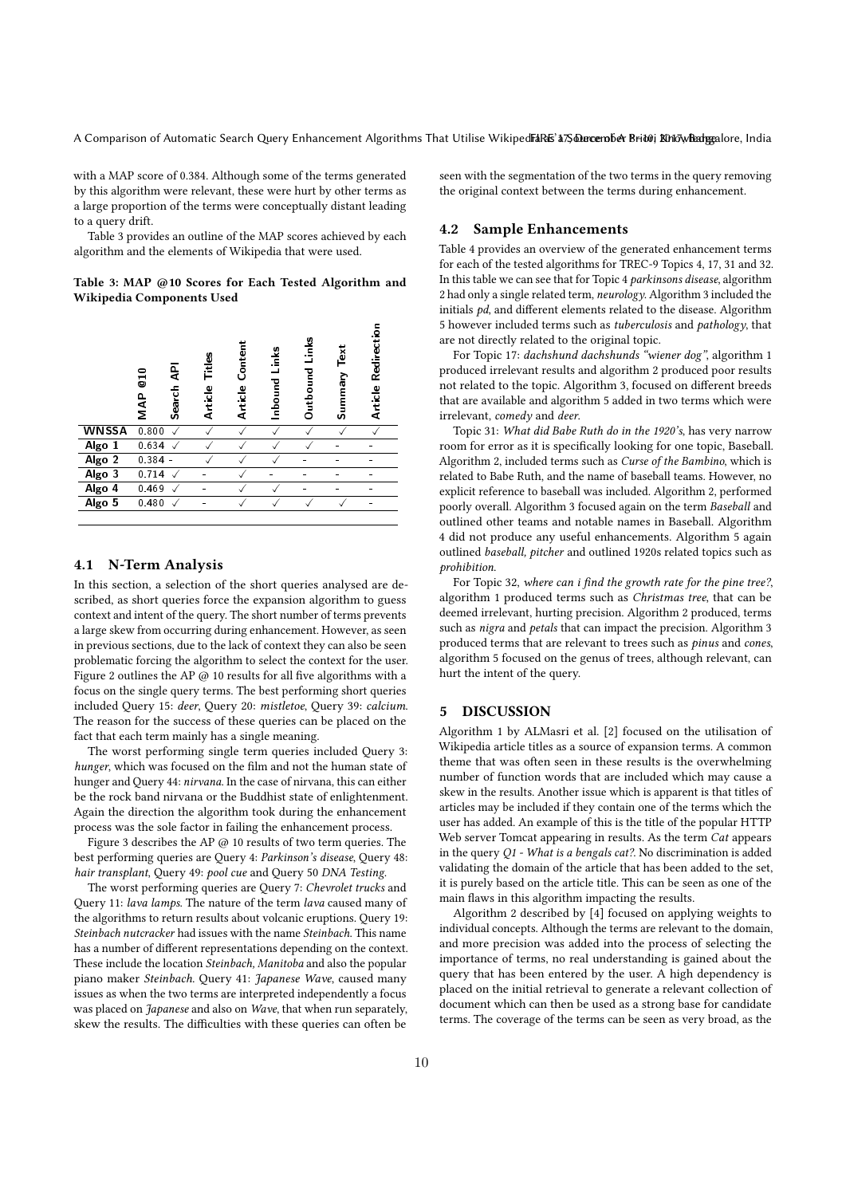with a MAP score of 0.384. Although some of the terms generated by this algorithm were relevant, these were hurt by other terms as a large proportion of the terms were conceptually distant leading to a query drift.

Table 3 provides an outline of the MAP scores achieved by each algorithm and the elements of Wikipedia that were used.

**Table 3: MAP @10 Scores for Each Tested Algorithm and Wikipedia Components Used**

| | MAP @10 | Search API | Article Titles | Article Content | Inbound Links | Outbound Links | Summary Text | Article Redirection |
|---|---|---|---|---|---|---|---|---|
| WNSSA | 0.800 | ✓ | ✓ | ✓ | ✓ | ✓ | ✓ | ✓ |
| Algo 1 | 0.634 | ✓ | ✓ | ✓ | ✓ | ✓ | - | - |
| Algo 2 | 0.384 | - | ✓ | ✓ | ✓ | - | - | - |
| Algo 3 | 0.714 | ✓ | - | ✓ | - | - | - | - |
| Algo 4 | 0.469 | ✓ | - | ✓ | ✓ | - | - | - |
| Algo 5 | 0.480 | ✓ | - | ✓ | ✓ | ✓ | ✓ | - |

### 4.1 N-Term Analysis

In this section, a selection of the short queries analysed are described, as short queries force the expansion algorithm to guess context and intent of the query. The short number of terms prevents a large skew from occurring during enhancement. However, as seen in previous sections, due to the lack of context they can also be seen problematic forcing the algorithm to select the context for the user. Figure 2 outlines the AP @ 10 results for all five algorithms with a focus on the single query terms. The best performing short queries included Query 15: *deer*, Query 20: *mistletoe*, Query 39: *calcium*. The reason for the success of these queries can be placed on the fact that each term mainly has a single meaning.

The worst performing single term queries included Query 3: *hunger*, which was focused on the film and not the human state of hunger and Query 44: *nirvana*. In the case of nirvana, this can either be the rock band nirvana or the Buddhist state of enlightenment. Again the direction the algorithm took during the enhancement process was the sole factor in failing the enhancement process.

Figure 3 describes the AP @ 10 results of two term queries. The best performing queries are Query 4: *Parkinson's disease*, Query 48: *hair transplant*, Query 49: *pool cue* and Query 50 *DNA Testing*.

The worst performing queries are Query 7: *Chevrolet trucks* and Query 11: *lava lamps*. The nature of the term *lava* caused many of the algorithms to return results about volcanic eruptions. Query 19: *Steinbach nutcracker* had issues with the name *Steinbach*. This name has a number of different representations depending on the context. These include the location *Steinbach, Manitoba* and also the popular piano maker *Steinbach*. Query 41: *Japanese Wave*, caused many issues as when the two terms are interpreted independently a focus was placed on *Japanese* and also on *Wave*, that when run separately, skew the results. The difficulties with these queries can often be seen with the segmentation of the two terms in the query removing the original context between the terms during enhancement.

### 4.2 Sample Enhancements

Table 4 provides an overview of the generated enhancement terms for each of the tested algorithms for TREC-9 Topics 4, 17, 31 and 32. In this table we can see that for Topic 4 *parkinsons disease*, algorithm 2 had only a single related term, *neurology*. Algorithm 3 included the initials *pd*, and different elements related to the disease. Algorithm 5 however included terms such as *tuberculosis* and *pathology*, that are not directly related to the original topic.

For Topic 17: *dachshund dachshunds "wiener dog"*, algorithm 1 produced irrelevant results and algorithm 2 produced poor results not related to the topic. Algorithm 3, focused on different breeds that are available and algorithm 5 added in two terms which were irrelevant, *comedy* and *deer*.

Topic 31: *What did Babe Ruth do in the 1920's*, has very narrow room for error as it is specifically looking for one topic, Baseball. Algorithm 2, included terms such as *Curse of the Bambino*, which is related to Babe Ruth, and the name of baseball teams. However, no explicit reference to baseball was included. Algorithm 2, performed poorly overall. Algorithm 3 focused again on the term *Baseball* and outlined other teams and notable names in Baseball. Algorithm 4 did not produce any useful enhancements. Algorithm 5 again outlined *baseball, pitcher* and outlined 1920s related topics such as *prohibition*.

For Topic 32, *where can i find the growth rate for the pine tree?*, algorithm 1 produced terms such as *Christmas tree*, that can be deemed irrelevant, hurting precision. Algorithm 2 produced, terms such as *nigra* and *petals* that can impact the precision. Algorithm 3 produced terms that are relevant to trees such as *pinus* and *cones*, algorithm 5 focused on the genus of trees, although relevant, can hurt the intent of the query.

## 5 DISCUSSION

Algorithm 1 by ALMasri et al. [2] focused on the utilisation of Wikipedia article titles as a source of expansion terms. A common theme that was often seen in these results is the overwhelming number of function words that are included which may cause a skew in the results. Another issue which is apparent is that titles of articles may be included if they contain one of the terms which the user has added. An example of this is the title of the popular HTTP Web server Tomcat appearing in results. As the term *Cat* appears in the query *Q1 - What is a bengals cat?*. No discrimination is added validating the domain of the article that has been added to the set, it is purely based on the article title. This can be seen as one of the main flaws in this algorithm impacting the results.

Algorithm 2 described by [4] focused on applying weights to individual concepts. Although the terms are relevant to the domain, and more precision was added into the process of selecting the importance of terms, no real understanding is gained about the query that has been entered by the user. A high dependency is placed on the initial retrieval to generate a relevant collection of document which can then be used as a strong base for candidate terms. The coverage of the terms can be seen as very broad, as the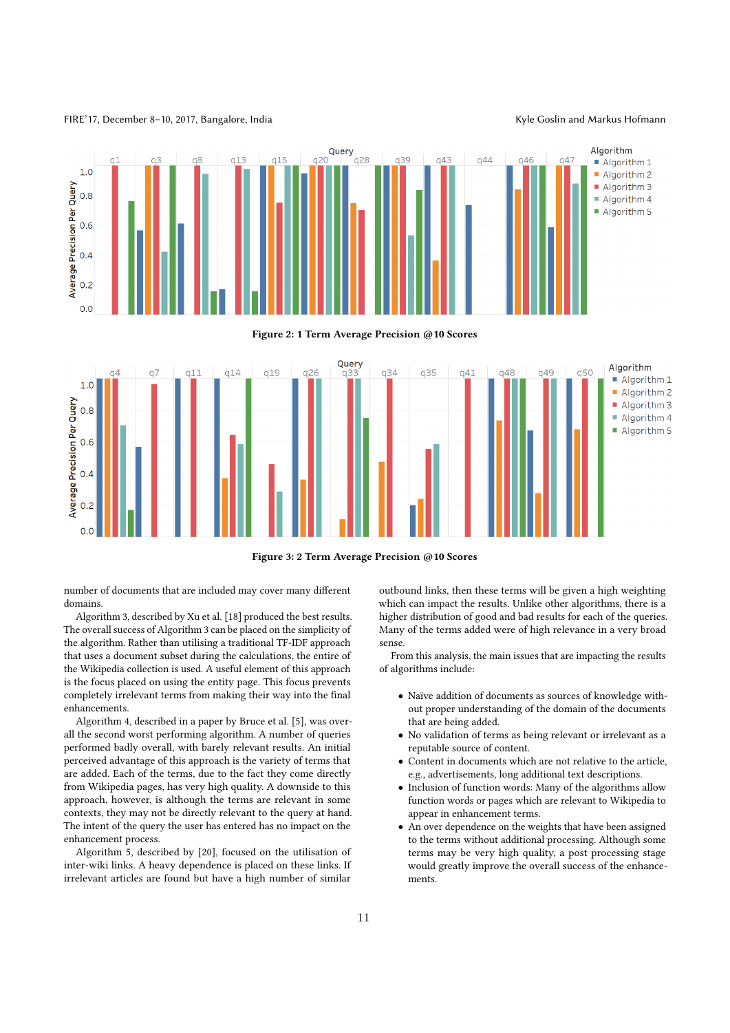Query

q1 q3 q8 q13 q15 q20 q28 q39 q43 q44 q46 q47

Average Precision Per Query

1.0
0.8
0.6
0.4
0.2
0.0

Algorithm
Algorithm 1
Algorithm 2
Algorithm 3
Algorithm 4
Algorithm 5

**Figure 2: 1 Term Average Precision @10 Scores**

Query

q4 q7 q11 q14 q19 q26 q33 q34 q35 q41 q48 q49 q50

Average Precision Per Query

1.0
0.8
0.6
0.4
0.2
0.0

Algorithm
Algorithm 1
Algorithm 2
Algorithm 3
Algorithm 4
Algorithm 5

**Figure 3: 2 Term Average Precision @10 Scores**

number of documents that are included may cover many different domains.

Algorithm 3, described by Xu et al. [18] produced the best results. The overall success of Algorithm 3 can be placed on the simplicity of the algorithm. Rather than utilising a traditional TF-IDF approach that uses a document subset during the calculations, the entire of the Wikipedia collection is used. A useful element of this approach is the focus placed on using the entity page. This focus prevents completely irrelevant terms from making their way into the final enhancements.

Algorithm 4, described in a paper by Bruce et al. [5], was overall the second worst performing algorithm. A number of queries performed badly overall, with barely relevant results. An initial perceived advantage of this approach is the variety of terms that are added. Each of the terms, due to the fact they come directly from Wikipedia pages, has very high quality. A downside to this approach, however, is although the terms are relevant in some contexts, they may not be directly relevant to the query at hand. The intent of the query the user has entered has no impact on the enhancement process.

Algorithm 5, described by [20], focused on the utilisation of inter-wiki links. A heavy dependence is placed on these links. If irrelevant articles are found but have a high number of similar outbound links, then these terms will be given a high weighting which can impact the results. Unlike other algorithms, there is a higher distribution of good and bad results for each of the queries. Many of the terms added were of high relevance in a very broad sense.

From this analysis, the main issues that are impacting the results of algorithms include:

- Naïve addition of documents as sources of knowledge without proper understanding of the domain of the documents that are being added.
- No validation of terms as being relevant or irrelevant as a reputable source of content.
- Content in documents which are not relative to the article, e.g., advertisements, long additional text descriptions.
- Inclusion of function words: Many of the algorithms allow function words or pages which are relevant to Wikipedia to appear in enhancement terms.
- An over dependence on the weights that have been assigned to the terms without additional processing. Although some terms may be very high quality, a post processing stage would greatly improve the overall success of the enhancements.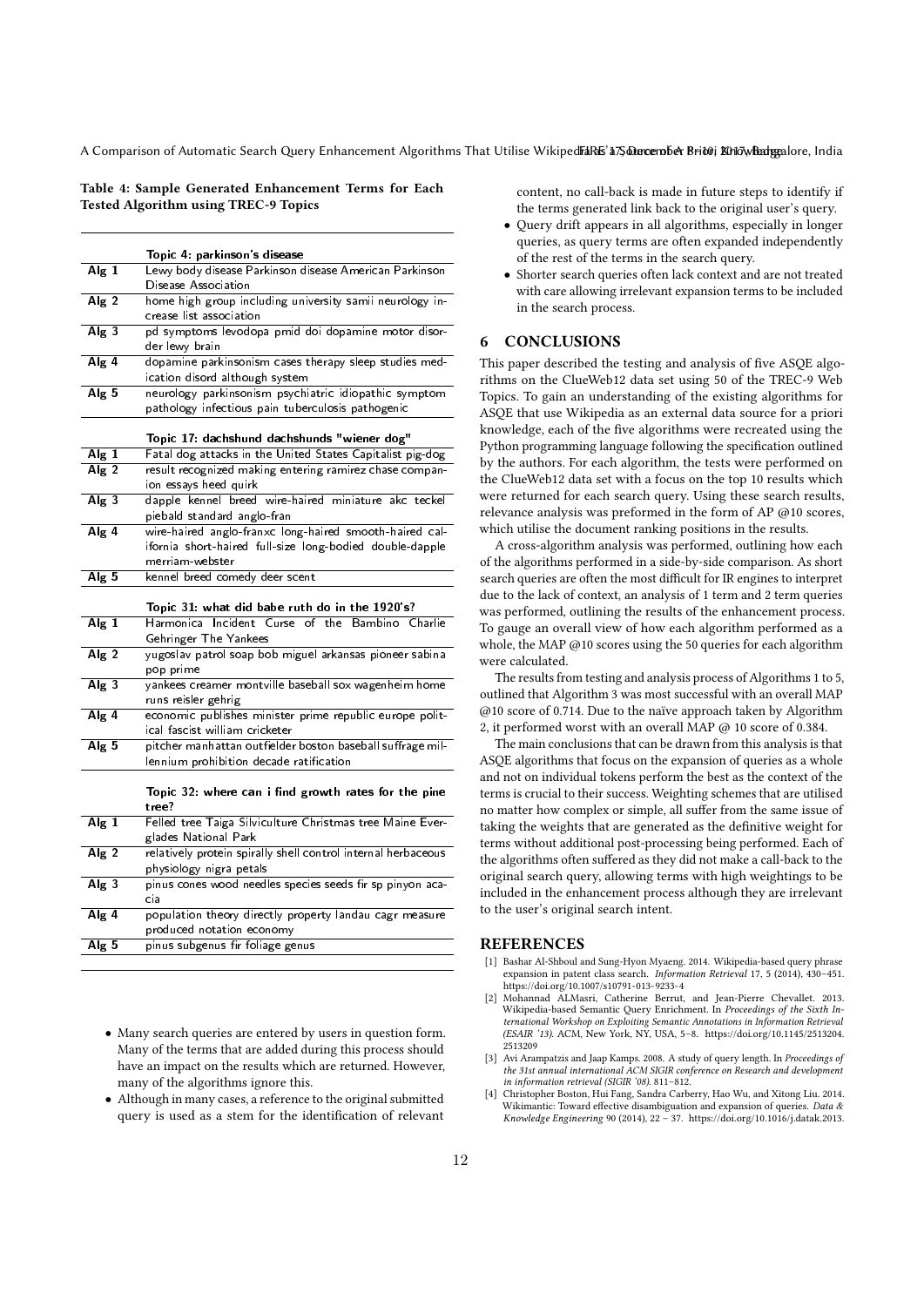**Table 4: Sample Generated Enhancement Terms for Each Tested Algorithm using TREC-9 Topics**

| | Topic 4: parkinson's disease |
|---|---|
| Alg 1 | Lewy body disease Parkinson disease American Parkinson Disease Association |
| Alg 2 | home high group including university samii neurology increase list association |
| Alg 3 | pd symptoms levodopa pmid doi dopamine motor disorder lewy brain |
| Alg 4 | dopamine parkinsonism cases therapy sleep studies medication disord although system |
| Alg 5 | neurology parkinsonism psychiatric idiopathic symptom pathology infectious pain tuberculosis pathogenic |
| | **Topic 17: dachshund dachshunds "wiener dog"** |
| Alg 1 | Fatal dog attacks in the United States Capitalist pig-dog |
| Alg 2 | result recognized making entering ramirez chase companion essays heed quirk |
| Alg 3 | dapple kennel breed wire-haired miniature akc teckel piebald standard anglo-fran |
| Alg 4 | wire-haired anglo-franxc long-haired smooth-haired california short-haired full-size long-bodied double-dapple merriam-webster |
| Alg 5 | kennel breed comedy deer scent |
| | **Topic 31: what did babe ruth do in the 1920's?** |
| Alg 1 | Harmonica Incident Curse of the Bambino Charlie Gehringer The Yankees |
| Alg 2 | yugoslav patrol soap bob miguel arkansas pioneer sabina pop prime |
| Alg 3 | yankees creamer montville baseball sox wagenheim home runs reisler gehrig |
| Alg 4 | economic publishes minister prime republic europe political fascist william cricketer |
| Alg 5 | pitcher manhattan outfielder boston baseball suffrage millennium prohibition decade ratification |
| | **Topic 32: where can i find growth rates for the pine tree?** |
| Alg 1 | Felled tree Taiga Silviculture Christmas tree Maine Everglades National Park |
| Alg 2 | relatively protein spirally shell control internal herbaceous physiology nigra petals |
| Alg 3 | pinus cones wood needles species seeds fir sp pinyon acacia |
| Alg 4 | population theory directly property landau cagr measure produced notation economy |
| Alg 5 | pinus subgenus fir foliage genus |

- Many search queries are entered by users in question form. Many of the terms that are added during this process should have an impact on the results which are returned. However, many of the algorithms ignore this.
- Although in many cases, a reference to the original submitted query is used as a stem for the identification of relevant content, no call-back is made in future steps to identify if the terms generated link back to the original user's query.
- Query drift appears in all algorithms, especially in longer queries, as query terms are often expanded independently of the rest of the terms in the search query.
- Shorter search queries often lack context and are not treated with care allowing irrelevant expansion terms to be included in the search process.

## 6 CONCLUSIONS

This paper described the testing and analysis of five ASQE algorithms on the ClueWeb12 data set using 50 of the TREC-9 Web Topics. To gain an understanding of the existing algorithms for ASQE that use Wikipedia as an external data source for a priori knowledge, each of the five algorithms were recreated using the Python programming language following the specification outlined by the authors. For each algorithm, the tests were performed on the ClueWeb12 data set with a focus on the top 10 results which were returned for each search query. Using these search results, relevance analysis was preformed in the form of AP @10 scores, which utilise the document ranking positions in the results.

A cross-algorithm analysis was performed, outlining how each of the algorithms performed in a side-by-side comparison. As short search queries are often the most difficult for IR engines to interpret due to the lack of context, an analysis of 1 term and 2 term queries was performed, outlining the results of the enhancement process. To gauge an overall view of how each algorithm performed as a whole, the MAP @10 scores using the 50 queries for each algorithm were calculated.

The results from testing and analysis process of Algorithms 1 to 5, outlined that Algorithm 3 was most successful with an overall MAP @10 score of 0.714. Due to the naïve approach taken by Algorithm 2, it performed worst with an overall MAP @ 10 score of 0.384.

The main conclusions that can be drawn from this analysis is that ASQE algorithms that focus on the expansion of queries as a whole and not on individual tokens perform the best as the context of the terms is crucial to their success. Weighting schemes that are utilised no matter how complex or simple, all suffer from the same issue of taking the weights that are generated as the definitive weight for terms without additional post-processing being performed. Each of the algorithms often suffered as they did not make a call-back to the original search query, allowing terms with high weightings to be included in the enhancement process although they are irrelevant to the user's original search intent.

## REFERENCES

[1] Bashar Al-Shboul and Sung-Hyon Myaeng. 2014. Wikipedia-based query phrase expansion in patent class search. *Information Retrieval* 17, 5 (2014), 430–451. https://doi.org/10.1007/s10791-013-9233-4

[2] Mohannad ALMasri, Catherine Berrut, and Jean-Pierre Chevallet. 2013. Wikipedia-based Semantic Query Enrichment. In *Proceedings of the Sixth International Workshop on Exploiting Semantic Annotations in Information Retrieval (ESAIR '13)*. ACM, New York, NY, USA, 5–8. https://doi.org/10.1145/2513204.2513209

[3] Avi Arampatzis and Jaap Kamps. 2008. A study of query length. In *Proceedings of the 31st annual international ACM SIGIR conference on Research and development in information retrieval (SIGIR '08)*. 811–812.

[4] Christopher Boston, Hui Fang, Sandra Carberry, Hao Wu, and Xitong Liu. 2014. Wikimantic: Toward effective disambiguation and expansion of queries. *Data & Knowledge Engineering* 90 (2014), 22 – 37. https://doi.org/10.1016/j.datak.2013.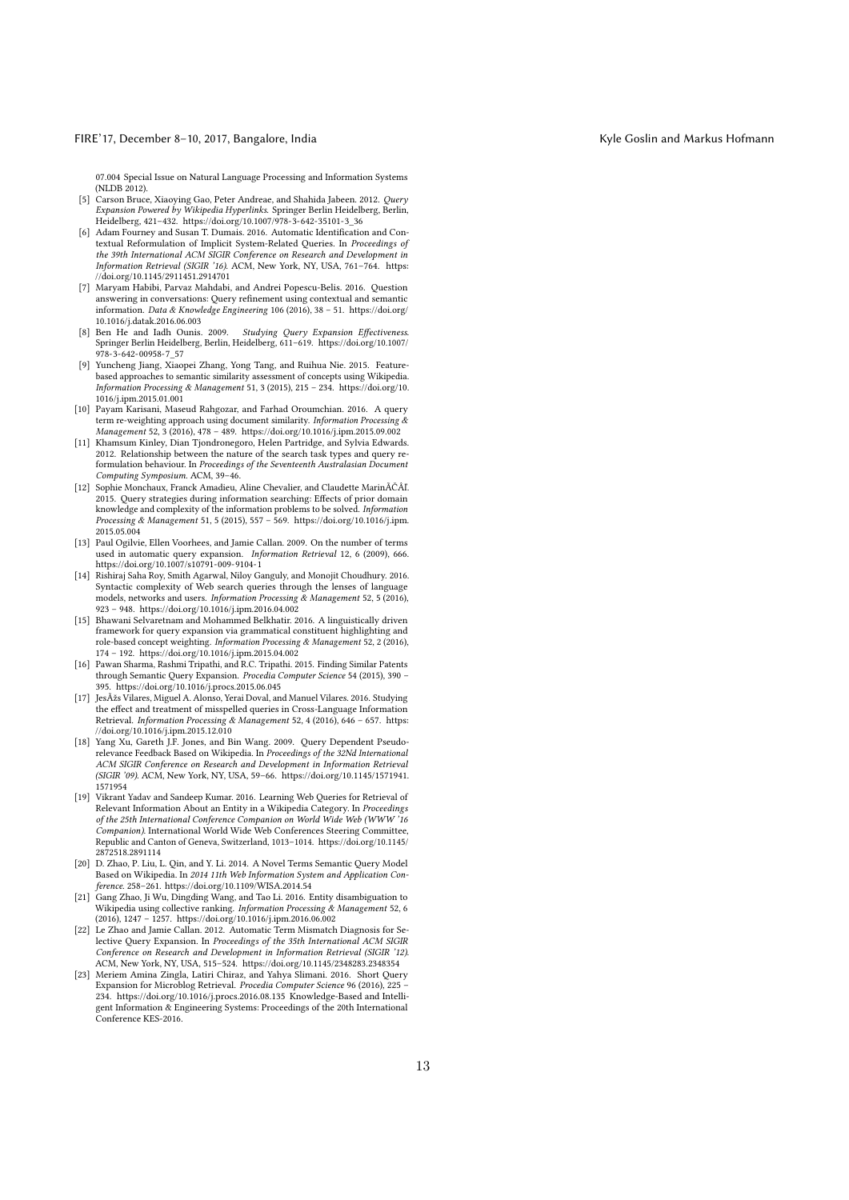07.004 Special Issue on Natural Language Processing and Information Systems (NLDB 2012).

- [5] Carson Bruce, Xiaoying Gao, Peter Andreae, and Shahida Jabeen. 2012. *Query Expansion Powered by Wikipedia Hyperlinks*. Springer Berlin Heidelberg, Berlin, Heidelberg, 421–432. https://doi.org/10.1007/978-3-642-35101-3_36
- [6] Adam Fourney and Susan T. Dumais. 2016. Automatic Identification and Contextual Reformulation of Implicit System-Related Queries. In *Proceedings of the 39th International ACM SIGIR Conference on Research and Development in Information Retrieval (SIGIR '16)*. ACM, New York, NY, USA, 761–764. https://doi.org/10.1145/2911451.2914701
- [7] Maryam Habibi, Parvaz Mahdabi, and Andrei Popescu-Belis. 2016. Question answering in conversations: Query refinement using contextual and semantic information. *Data & Knowledge Engineering* 106 (2016), 38 – 51. https://doi.org/10.1016/j.datak.2016.06.003
- [8] Ben He and Iadh Ounis. 2009. *Studying Query Expansion Effectiveness*. Springer Berlin Heidelberg, Berlin, Heidelberg, 611–619. https://doi.org/10.1007/978-3-642-00958-7_57
- [9] Yuncheng Jiang, Xiaopei Zhang, Yong Tang, and Ruihua Nie. 2015. Feature-based approaches to semantic similarity assessment of concepts using Wikipedia. *Information Processing & Management* 51, 3 (2015), 215 – 234. https://doi.org/10.1016/j.ipm.2015.01.001
- [10] Payam Karisani, Maseud Rahgozar, and Farhad Oroumchian. 2016. A query term re-weighting approach using document similarity. *Information Processing & Management* 52, 3 (2016), 478 – 489. https://doi.org/10.1016/j.ipm.2015.09.002
- [11] Khamsum Kinley, Dian Tjondronegoro, Helen Partridge, and Sylvia Edwards. 2012. Relationship between the nature of the search task types and query reformulation behaviour. In *Proceedings of the Seventeenth Australasian Document Computing Symposium*. ACM, 39–46.
- [12] Sophie Monchaux, Franck Amadieu, Aline Chevalier, and Claudette MarinÃĈÂÏ. 2015. Query strategies during information searching: Effects of prior domain knowledge and complexity of the information problems to be solved. *Information Processing & Management* 51, 5 (2015), 557 – 569. https://doi.org/10.1016/j.ipm.2015.05.004
- [13] Paul Ogilvie, Ellen Voorhees, and Jamie Callan. 2009. On the number of terms used in automatic query expansion. *Information Retrieval* 12, 6 (2009), 666. https://doi.org/10.1007/s10791-009-9104-1
- [14] Rishiraj Saha Roy, Smith Agarwal, Niloy Ganguly, and Monojit Choudhury. 2016. Syntactic complexity of Web search queries through the lenses of language models, networks and users. *Information Processing & Management* 52, 5 (2016), 923 – 948. https://doi.org/10.1016/j.ipm.2016.04.002
- [15] Bhawani Selvaretnam and Mohammed Belkhatir. 2016. A linguistically driven framework for query expansion via grammatical constituent highlighting and role-based concept weighting. *Information Processing & Management* 52, 2 (2016), 174 – 192. https://doi.org/10.1016/j.ipm.2015.04.002
- [16] Pawan Sharma, Rashmi Tripathi, and R.C. Tripathi. 2015. Finding Similar Patents through Semantic Query Expansion. *Procedia Computer Science* 54 (2015), 390 – 395. https://doi.org/10.1016/j.procs.2015.06.045
- [17] JesÃžs Vilares, Miguel A. Alonso, Yerai Doval, and Manuel Vilares. 2016. Studying the effect and treatment of misspelled queries in Cross-Language Information Retrieval. *Information Processing & Management* 52, 4 (2016), 646 – 657. https://doi.org/10.1016/j.ipm.2015.12.010
- [18] Yang Xu, Gareth J.F. Jones, and Bin Wang. 2009. Query Dependent Pseudo-relevance Feedback Based on Wikipedia. In *Proceedings of the 32Nd International ACM SIGIR Conference on Research and Development in Information Retrieval (SIGIR '09)*. ACM, New York, NY, USA, 59–66. https://doi.org/10.1145/1571941.1571954
- [19] Vikrant Yadav and Sandeep Kumar. 2016. Learning Web Queries for Retrieval of Relevant Information About an Entity in a Wikipedia Category. In *Proceedings of the 25th International Conference Companion on World Wide Web (WWW '16 Companion)*. International World Wide Web Conferences Steering Committee, Republic and Canton of Geneva, Switzerland, 1013–1014. https://doi.org/10.1145/2872518.2891114
- [20] D. Zhao, P. Liu, L. Qin, and Y. Li. 2014. A Novel Terms Semantic Query Model Based on Wikipedia. In *2014 11th Web Information System and Application Conference*. 258–261. https://doi.org/10.1109/WISA.2014.54
- [21] Gang Zhao, Ji Wu, Dingding Wang, and Tao Li. 2016. Entity disambiguation to Wikipedia using collective ranking. *Information Processing & Management* 52, 6 (2016), 1247 – 1257. https://doi.org/10.1016/j.ipm.2016.06.002
- [22] Le Zhao and Jamie Callan. 2012. Automatic Term Mismatch Diagnosis for Selective Query Expansion. In *Proceedings of the 35th International ACM SIGIR Conference on Research and Development in Information Retrieval (SIGIR '12)*. ACM, New York, NY, USA, 515–524. https://doi.org/10.1145/2348283.2348354
- [23] Meriem Amina Zingla, Latiri Chiraz, and Yahya Slimani. 2016. Short Query Expansion for Microblog Retrieval. *Procedia Computer Science* 96 (2016), 225 – 234. https://doi.org/10.1016/j.procs.2016.08.135 Knowledge-Based and Intelligent Information & Engineering Systems: Proceedings of the 20th International Conference KES-2016.